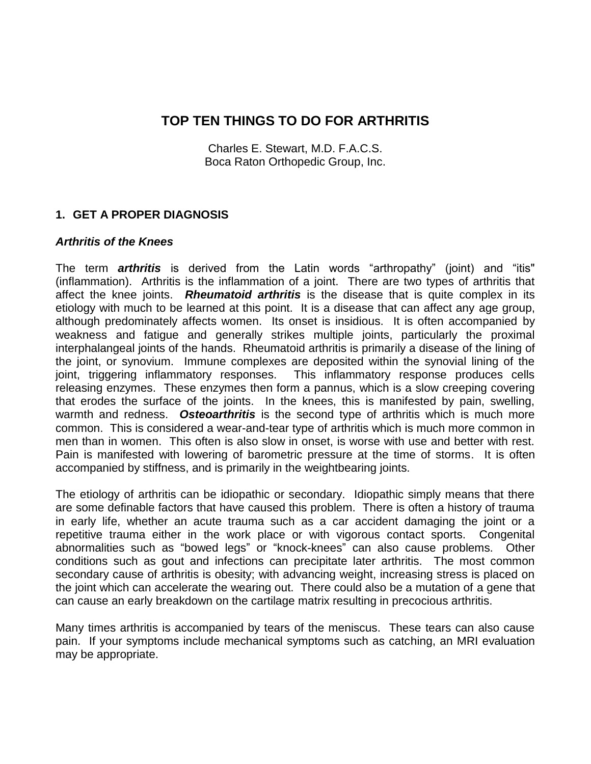# TOP TEN THINGS TO DO FOR ARTHRITIS

Charles E. Stewart, M.D. F.A.C.S.
Boca Raton Orthopedic Group, Inc.

## 1. GET A PROPER DIAGNOSIS

### *Arthritis of the Knees*

The term ***arthritis*** is derived from the Latin words "arthropathy" (joint) and "itis" (inflammation). Arthritis is the inflammation of a joint. There are two types of arthritis that affect the knee joints. ***Rheumatoid arthritis*** is the disease that is quite complex in its etiology with much to be learned at this point. It is a disease that can affect any age group, although predominately affects women. Its onset is insidious. It is often accompanied by weakness and fatigue and generally strikes multiple joints, particularly the proximal interphalangeal joints of the hands. Rheumatoid arthritis is primarily a disease of the lining of the joint, or synovium. Immune complexes are deposited within the synovial lining of the joint, triggering inflammatory responses. This inflammatory response produces cells releasing enzymes. These enzymes then form a pannus, which is a slow creeping covering that erodes the surface of the joints. In the knees, this is manifested by pain, swelling, warmth and redness. ***Osteoarthritis*** is the second type of arthritis which is much more common. This is considered a wear-and-tear type of arthritis which is much more common in men than in women. This often is also slow in onset, is worse with use and better with rest. Pain is manifested with lowering of barometric pressure at the time of storms. It is often accompanied by stiffness, and is primarily in the weightbearing joints.

The etiology of arthritis can be idiopathic or secondary. Idiopathic simply means that there are some definable factors that have caused this problem. There is often a history of trauma in early life, whether an acute trauma such as a car accident damaging the joint or a repetitive trauma either in the work place or with vigorous contact sports. Congenital abnormalities such as "bowed legs" or "knock-knees" can also cause problems. Other conditions such as gout and infections can precipitate later arthritis. The most common secondary cause of arthritis is obesity; with advancing weight, increasing stress is placed on the joint which can accelerate the wearing out. There could also be a mutation of a gene that can cause an early breakdown on the cartilage matrix resulting in precocious arthritis.

Many times arthritis is accompanied by tears of the meniscus. These tears can also cause pain. If your symptoms include mechanical symptoms such as catching, an MRI evaluation may be appropriate.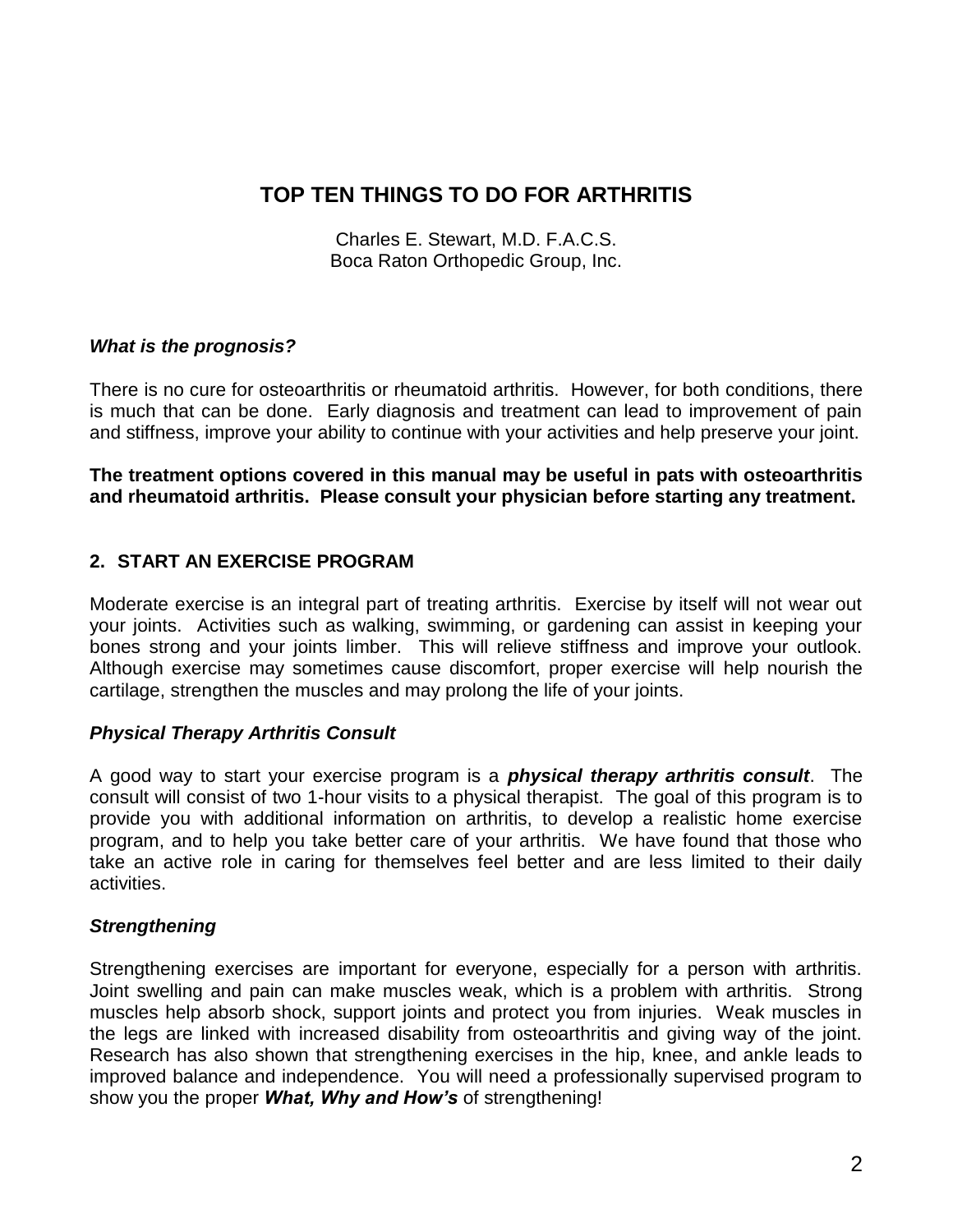# TOP TEN THINGS TO DO FOR ARTHRITIS

Charles E. Stewart, M.D. F.A.C.S.
Boca Raton Orthopedic Group, Inc.

### *What is the prognosis?*

There is no cure for osteoarthritis or rheumatoid arthritis. However, for both conditions, there is much that can be done. Early diagnosis and treatment can lead to improvement of pain and stiffness, improve your ability to continue with your activities and help preserve your joint.

**The treatment options covered in this manual may be useful in pats with osteoarthritis and rheumatoid arthritis. Please consult your physician before starting any treatment.**

## 2. START AN EXERCISE PROGRAM

Moderate exercise is an integral part of treating arthritis. Exercise by itself will not wear out your joints. Activities such as walking, swimming, or gardening can assist in keeping your bones strong and your joints limber. This will relieve stiffness and improve your outlook. Although exercise may sometimes cause discomfort, proper exercise will help nourish the cartilage, strengthen the muscles and may prolong the life of your joints.

### *Physical Therapy Arthritis Consult*

A good way to start your exercise program is a ***physical therapy arthritis consult***. The consult will consist of two 1-hour visits to a physical therapist. The goal of this program is to provide you with additional information on arthritis, to develop a realistic home exercise program, and to help you take better care of your arthritis. We have found that those who take an active role in caring for themselves feel better and are less limited to their daily activities.

### *Strengthening*

Strengthening exercises are important for everyone, especially for a person with arthritis. Joint swelling and pain can make muscles weak, which is a problem with arthritis. Strong muscles help absorb shock, support joints and protect you from injuries. Weak muscles in the legs are linked with increased disability from osteoarthritis and giving way of the joint. Research has also shown that strengthening exercises in the hip, knee, and ankle leads to improved balance and independence. You will need a professionally supervised program to show you the proper ***What, Why and How's*** of strengthening!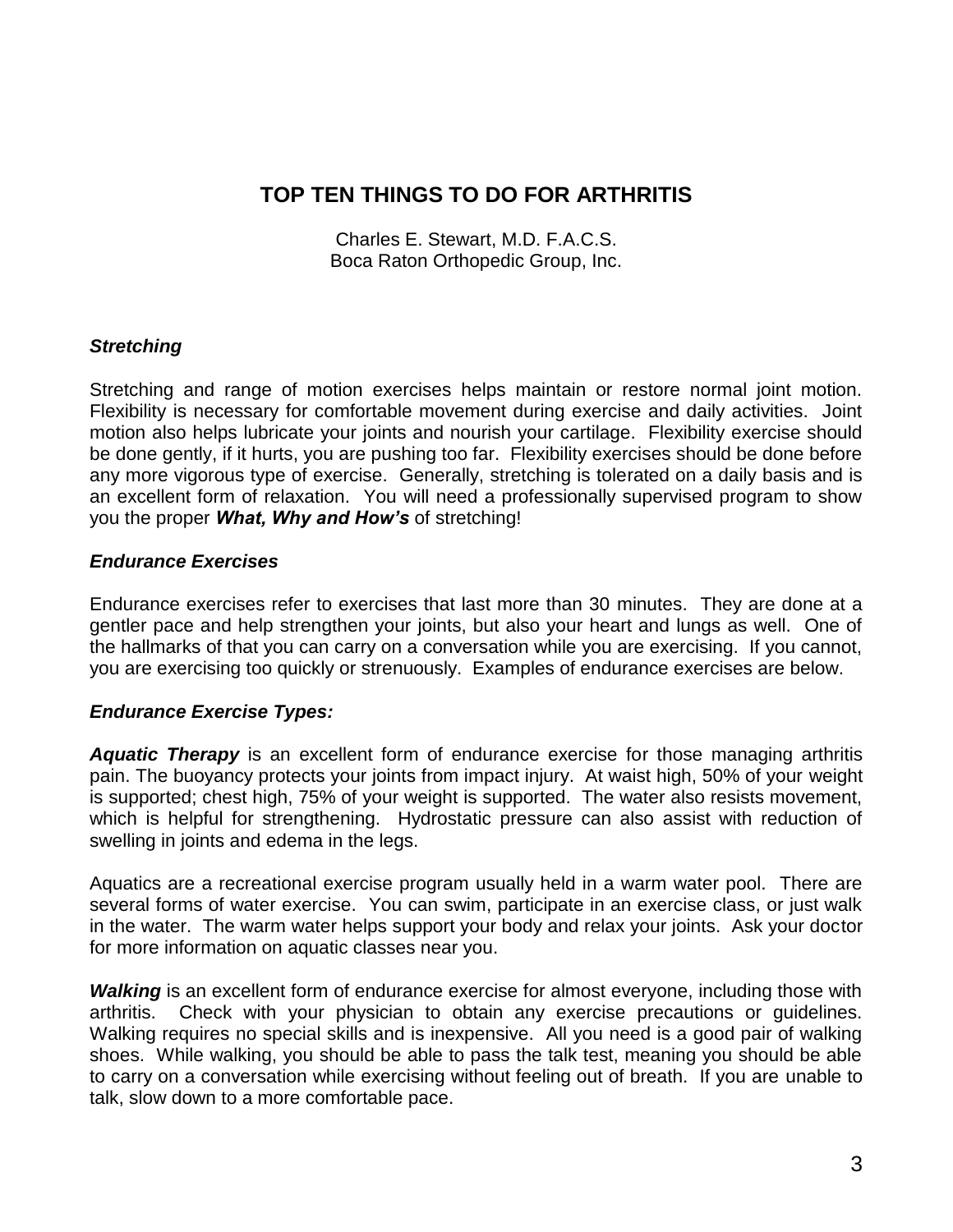# TOP TEN THINGS TO DO FOR ARTHRITIS

Charles E. Stewart, M.D. F.A.C.S.
Boca Raton Orthopedic Group, Inc.

### *Stretching*

Stretching and range of motion exercises helps maintain or restore normal joint motion. Flexibility is necessary for comfortable movement during exercise and daily activities. Joint motion also helps lubricate your joints and nourish your cartilage. Flexibility exercise should be done gently, if it hurts, you are pushing too far. Flexibility exercises should be done before any more vigorous type of exercise. Generally, stretching is tolerated on a daily basis and is an excellent form of relaxation. You will need a professionally supervised program to show you the proper ***What, Why and How's*** of stretching!

### *Endurance Exercises*

Endurance exercises refer to exercises that last more than 30 minutes. They are done at a gentler pace and help strengthen your joints, but also your heart and lungs as well. One of the hallmarks of that you can carry on a conversation while you are exercising. If you cannot, you are exercising too quickly or strenuously. Examples of endurance exercises are below.

### *Endurance Exercise Types:*

***Aquatic Therapy*** is an excellent form of endurance exercise for those managing arthritis pain. The buoyancy protects your joints from impact injury. At waist high, 50% of your weight is supported; chest high, 75% of your weight is supported. The water also resists movement, which is helpful for strengthening. Hydrostatic pressure can also assist with reduction of swelling in joints and edema in the legs.

Aquatics are a recreational exercise program usually held in a warm water pool. There are several forms of water exercise. You can swim, participate in an exercise class, or just walk in the water. The warm water helps support your body and relax your joints. Ask your doctor for more information on aquatic classes near you.

***Walking*** is an excellent form of endurance exercise for almost everyone, including those with arthritis. Check with your physician to obtain any exercise precautions or guidelines. Walking requires no special skills and is inexpensive. All you need is a good pair of walking shoes. While walking, you should be able to pass the talk test, meaning you should be able to carry on a conversation while exercising without feeling out of breath. If you are unable to talk, slow down to a more comfortable pace.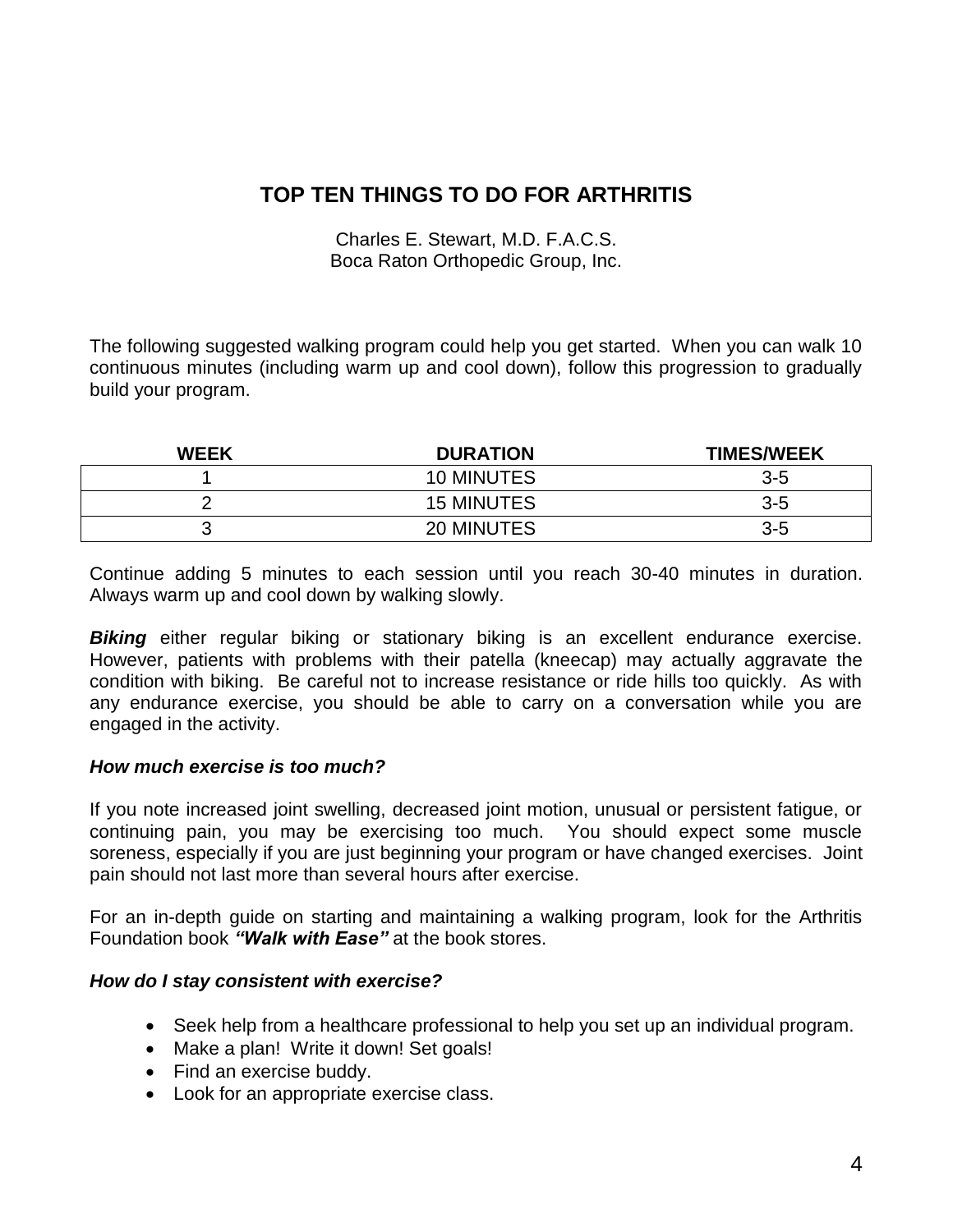## TOP TEN THINGS TO DO FOR ARTHRITIS

Charles E. Stewart, M.D. F.A.C.S.
Boca Raton Orthopedic Group, Inc.

The following suggested walking program could help you get started. When you can walk 10 continuous minutes (including warm up and cool down), follow this progression to gradually build your program.

| WEEK | DURATION | TIMES/WEEK |
|---|---|---|
| 1 | 10 MINUTES | 3-5 |
| 2 | 15 MINUTES | 3-5 |
| 3 | 20 MINUTES | 3-5 |

Continue adding 5 minutes to each session until you reach 30-40 minutes in duration. Always warm up and cool down by walking slowly.

***Biking*** either regular biking or stationary biking is an excellent endurance exercise. However, patients with problems with their patella (kneecap) may actually aggravate the condition with biking. Be careful not to increase resistance or ride hills too quickly. As with any endurance exercise, you should be able to carry on a conversation while you are engaged in the activity.

***How much exercise is too much?***

If you note increased joint swelling, decreased joint motion, unusual or persistent fatigue, or continuing pain, you may be exercising too much. You should expect some muscle soreness, especially if you are just beginning your program or have changed exercises. Joint pain should not last more than several hours after exercise.

For an in-depth guide on starting and maintaining a walking program, look for the Arthritis Foundation book ***"Walk with Ease"*** at the book stores.

***How do I stay consistent with exercise?***

- Seek help from a healthcare professional to help you set up an individual program.
- Make a plan! Write it down! Set goals!
- Find an exercise buddy.
- Look for an appropriate exercise class.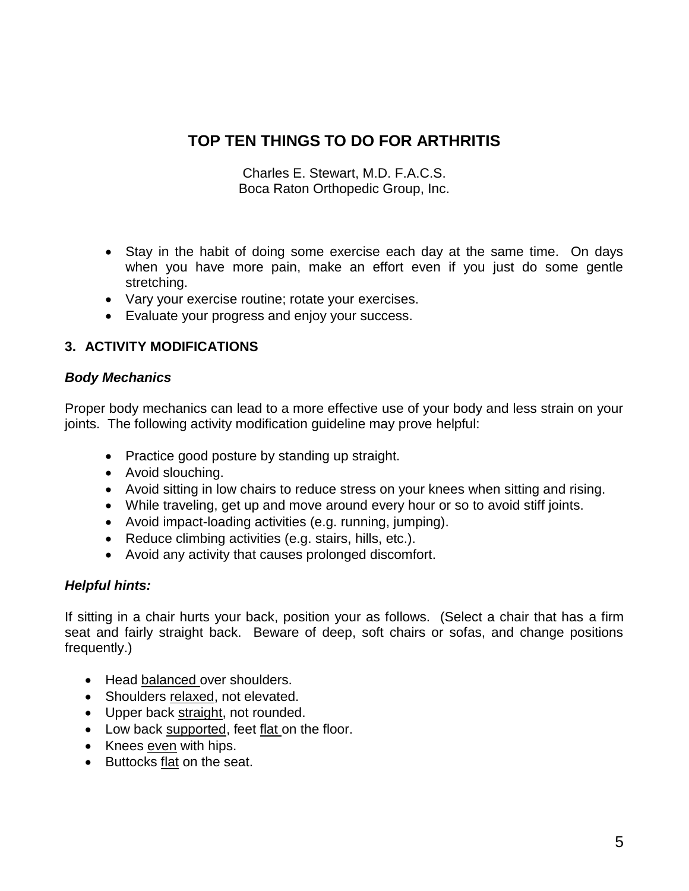## TOP TEN THINGS TO DO FOR ARTHRITIS

Charles E. Stewart, M.D. F.A.C.S.
Boca Raton Orthopedic Group, Inc.

- Stay in the habit of doing some exercise each day at the same time. On days when you have more pain, make an effort even if you just do some gentle stretching.
- Vary your exercise routine; rotate your exercises.
- Evaluate your progress and enjoy your success.

### 3. ACTIVITY MODIFICATIONS

***Body Mechanics***

Proper body mechanics can lead to a more effective use of your body and less strain on your joints. The following activity modification guideline may prove helpful:

- Practice good posture by standing up straight.
- Avoid slouching.
- Avoid sitting in low chairs to reduce stress on your knees when sitting and rising.
- While traveling, get up and move around every hour or so to avoid stiff joints.
- Avoid impact-loading activities (e.g. running, jumping).
- Reduce climbing activities (e.g. stairs, hills, etc.).
- Avoid any activity that causes prolonged discomfort.

***Helpful hints:***

If sitting in a chair hurts your back, position your as follows. (Select a chair that has a firm seat and fairly straight back. Beware of deep, soft chairs or sofas, and change positions frequently.)

- Head <u>balanced</u> over shoulders.
- Shoulders <u>relaxed</u>, not elevated.
- Upper back <u>straight</u>, not rounded.
- Low back <u>supported</u>, feet <u>flat</u> on the floor.
- Knees <u>even</u> with hips.
- Buttocks <u>flat</u> on the seat.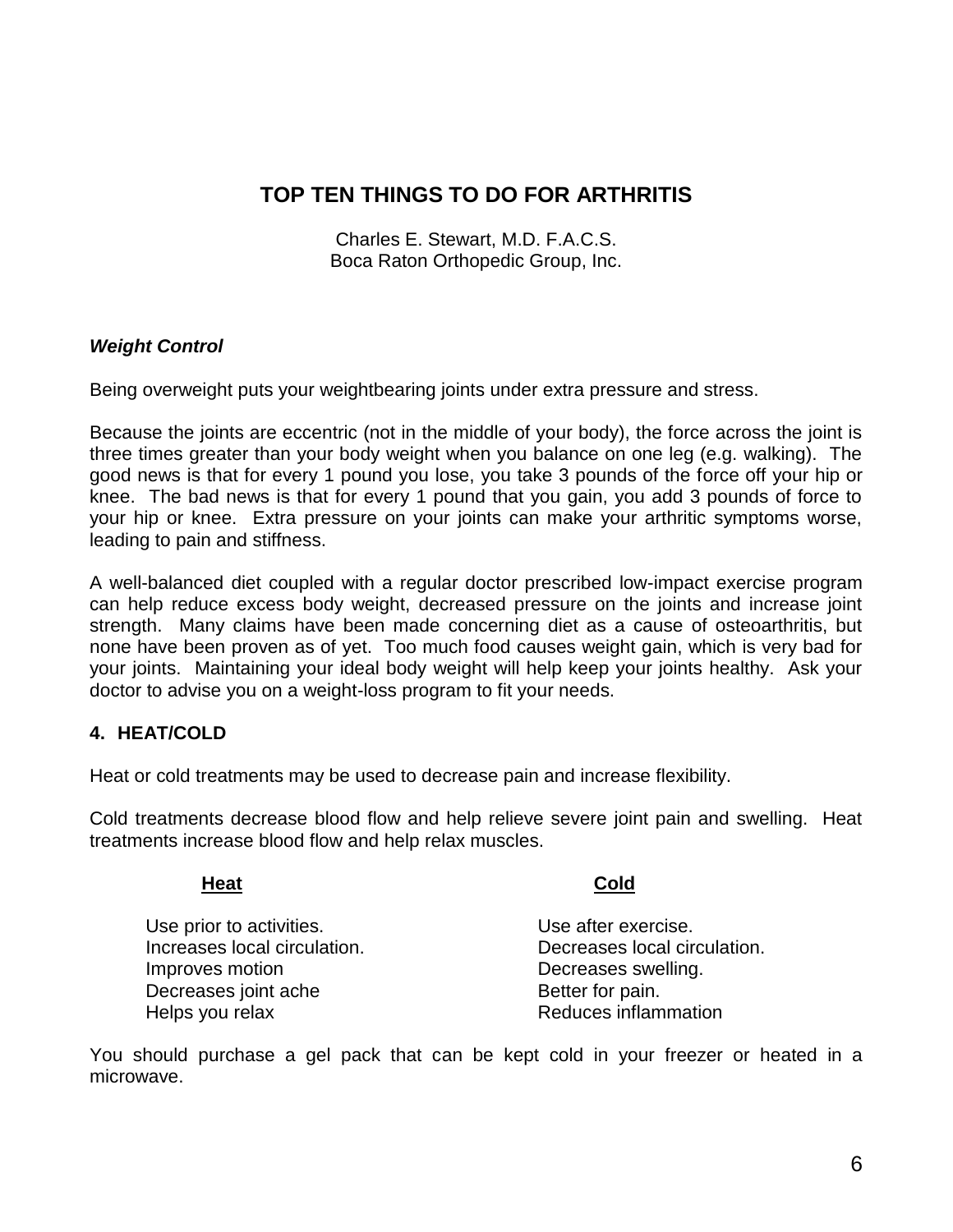# TOP TEN THINGS TO DO FOR ARTHRITIS

Charles E. Stewart, M.D. F.A.C.S.
Boca Raton Orthopedic Group, Inc.

### *Weight Control*

Being overweight puts your weightbearing joints under extra pressure and stress.

Because the joints are eccentric (not in the middle of your body), the force across the joint is three times greater than your body weight when you balance on one leg (e.g. walking). The good news is that for every 1 pound you lose, you take 3 pounds of the force off your hip or knee. The bad news is that for every 1 pound that you gain, you add 3 pounds of force to your hip or knee. Extra pressure on your joints can make your arthritic symptoms worse, leading to pain and stiffness.

A well-balanced diet coupled with a regular doctor prescribed low-impact exercise program can help reduce excess body weight, decreased pressure on the joints and increase joint strength. Many claims have been made concerning diet as a cause of osteoarthritis, but none have been proven as of yet. Too much food causes weight gain, which is very bad for your joints. Maintaining your ideal body weight will help keep your joints healthy. Ask your doctor to advise you on a weight-loss program to fit your needs.

### 4. HEAT/COLD

Heat or cold treatments may be used to decrease pain and increase flexibility.

Cold treatments decrease blood flow and help relieve severe joint pain and swelling. Heat treatments increase blood flow and help relax muscles.

| Heat | Cold |
| --- | --- |
| Use prior to activities. | Use after exercise. |
| Increases local circulation. | Decreases local circulation. |
| Improves motion | Decreases swelling. |
| Decreases joint ache | Better for pain. |
| Helps you relax | Reduces inflammation |

You should purchase a gel pack that can be kept cold in your freezer or heated in a microwave.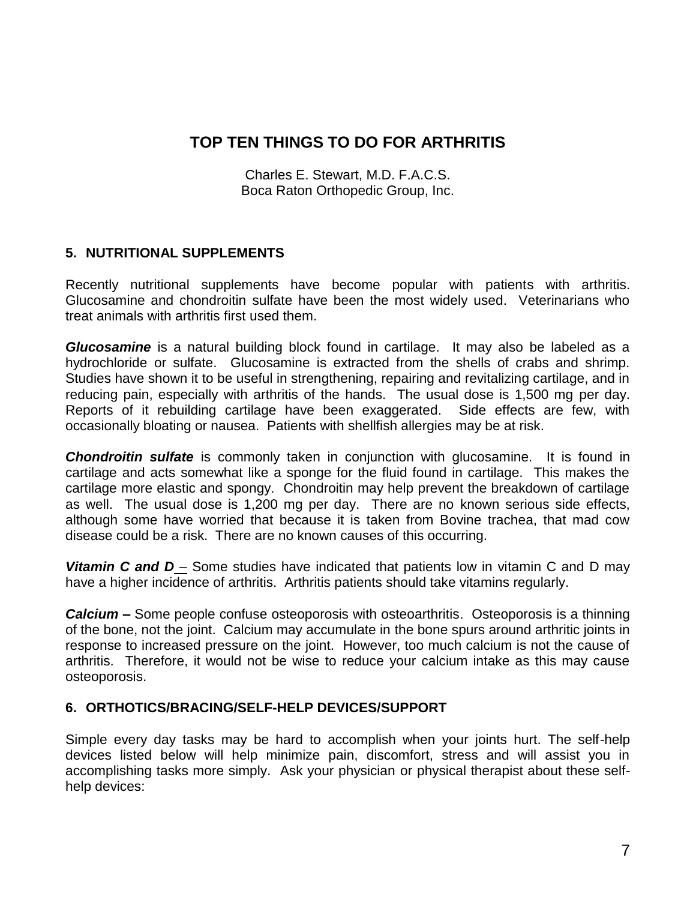# TOP TEN THINGS TO DO FOR ARTHRITIS

Charles E. Stewart, M.D. F.A.C.S.
Boca Raton Orthopedic Group, Inc.

## 5. NUTRITIONAL SUPPLEMENTS

Recently nutritional supplements have become popular with patients with arthritis. Glucosamine and chondroitin sulfate have been the most widely used. Veterinarians who treat animals with arthritis first used them.

***Glucosamine*** is a natural building block found in cartilage. It may also be labeled as a hydrochloride or sulfate. Glucosamine is extracted from the shells of crabs and shrimp. Studies have shown it to be useful in strengthening, repairing and revitalizing cartilage, and in reducing pain, especially with arthritis of the hands. The usual dose is 1,500 mg per day. Reports of it rebuilding cartilage have been exaggerated. Side effects are few, with occasionally bloating or nausea. Patients with shellfish allergies may be at risk.

***Chondroitin sulfate*** is commonly taken in conjunction with glucosamine. It is found in cartilage and acts somewhat like a sponge for the fluid found in cartilage. This makes the cartilage more elastic and spongy. Chondroitin may help prevent the breakdown of cartilage as well. The usual dose is 1,200 mg per day. There are no known serious side effects, although some have worried that because it is taken from Bovine trachea, that mad cow disease could be a risk. There are no known causes of this occurring.

***Vitamin C and D*** – Some studies have indicated that patients low in vitamin C and D may have a higher incidence of arthritis. Arthritis patients should take vitamins regularly.

***Calcium*** **–** Some people confuse osteoporosis with osteoarthritis. Osteoporosis is a thinning of the bone, not the joint. Calcium may accumulate in the bone spurs around arthritic joints in response to increased pressure on the joint. However, too much calcium is not the cause of arthritis. Therefore, it would not be wise to reduce your calcium intake as this may cause osteoporosis.

## 6. ORTHOTICS/BRACING/SELF-HELP DEVICES/SUPPORT

Simple every day tasks may be hard to accomplish when your joints hurt. The self-help devices listed below will help minimize pain, discomfort, stress and will assist you in accomplishing tasks more simply. Ask your physician or physical therapist about these self-help devices: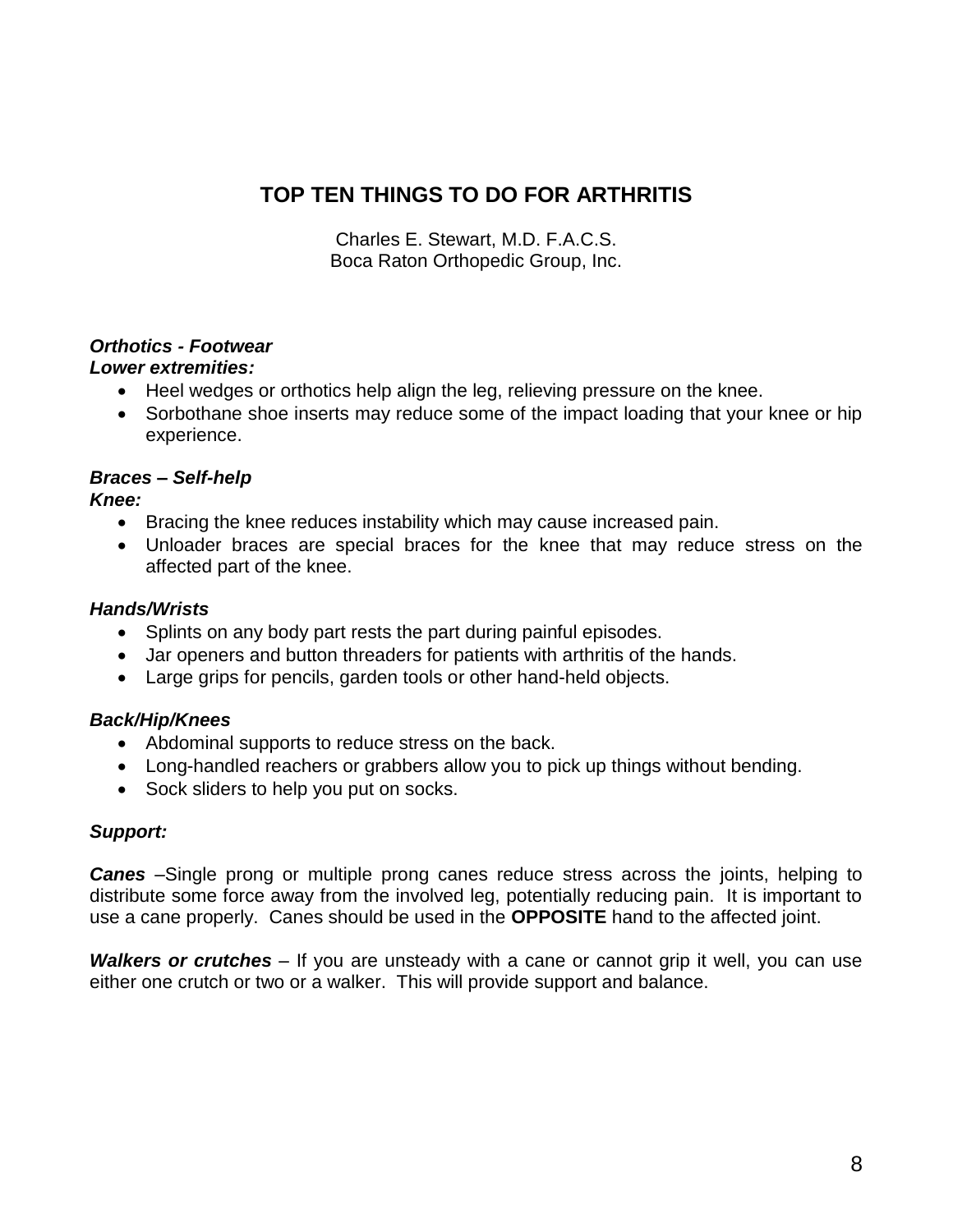# TOP TEN THINGS TO DO FOR ARTHRITIS

Charles E. Stewart, M.D. F.A.C.S.
Boca Raton Orthopedic Group, Inc.

***Orthotics - Footwear***
***Lower extremities:***

- Heel wedges or orthotics help align the leg, relieving pressure on the knee.
- Sorbothane shoe inserts may reduce some of the impact loading that your knee or hip experience.

***Braces – Self-help***
***Knee:***

- Bracing the knee reduces instability which may cause increased pain.
- Unloader braces are special braces for the knee that may reduce stress on the affected part of the knee.

***Hands/Wrists***

- Splints on any body part rests the part during painful episodes.
- Jar openers and button threaders for patients with arthritis of the hands.
- Large grips for pencils, garden tools or other hand-held objects.

***Back/Hip/Knees***

- Abdominal supports to reduce stress on the back.
- Long-handled reachers or grabbers allow you to pick up things without bending.
- Sock sliders to help you put on socks.

***Support:***

***Canes*** –Single prong or multiple prong canes reduce stress across the joints, helping to distribute some force away from the involved leg, potentially reducing pain. It is important to use a cane properly. Canes should be used in the **OPPOSITE** hand to the affected joint.

***Walkers or crutches*** – If you are unsteady with a cane or cannot grip it well, you can use either one crutch or two or a walker. This will provide support and balance.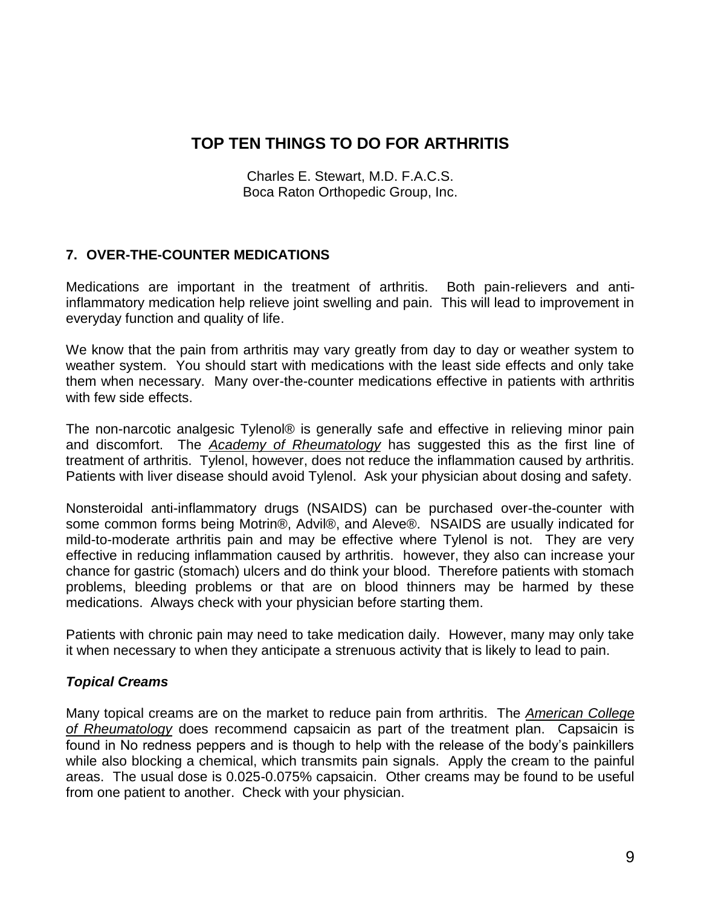# TOP TEN THINGS TO DO FOR ARTHRITIS

Charles E. Stewart, M.D. F.A.C.S.
Boca Raton Orthopedic Group, Inc.

## 7. OVER-THE-COUNTER MEDICATIONS

Medications are important in the treatment of arthritis. Both pain-relievers and anti-inflammatory medication help relieve joint swelling and pain. This will lead to improvement in everyday function and quality of life.

We know that the pain from arthritis may vary greatly from day to day or weather system to weather system. You should start with medications with the least side effects and only take them when necessary. Many over-the-counter medications effective in patients with arthritis with few side effects.

The non-narcotic analgesic Tylenol® is generally safe and effective in relieving minor pain and discomfort. The *Academy of Rheumatology* has suggested this as the first line of treatment of arthritis. Tylenol, however, does not reduce the inflammation caused by arthritis. Patients with liver disease should avoid Tylenol. Ask your physician about dosing and safety.

Nonsteroidal anti-inflammatory drugs (NSAIDS) can be purchased over-the-counter with some common forms being Motrin®, Advil®, and Aleve®. NSAIDS are usually indicated for mild-to-moderate arthritis pain and may be effective where Tylenol is not. They are very effective in reducing inflammation caused by arthritis. however, they also can increase your chance for gastric (stomach) ulcers and do think your blood. Therefore patients with stomach problems, bleeding problems or that are on blood thinners may be harmed by these medications. Always check with your physician before starting them.

Patients with chronic pain may need to take medication daily. However, many may only take it when necessary to when they anticipate a strenuous activity that is likely to lead to pain.

### *Topical Creams*

Many topical creams are on the market to reduce pain from arthritis. The *American College of Rheumatology* does recommend capsaicin as part of the treatment plan. Capsaicin is found in No redness peppers and is though to help with the release of the body's painkillers while also blocking a chemical, which transmits pain signals. Apply the cream to the painful areas. The usual dose is 0.025-0.075% capsaicin. Other creams may be found to be useful from one patient to another. Check with your physician.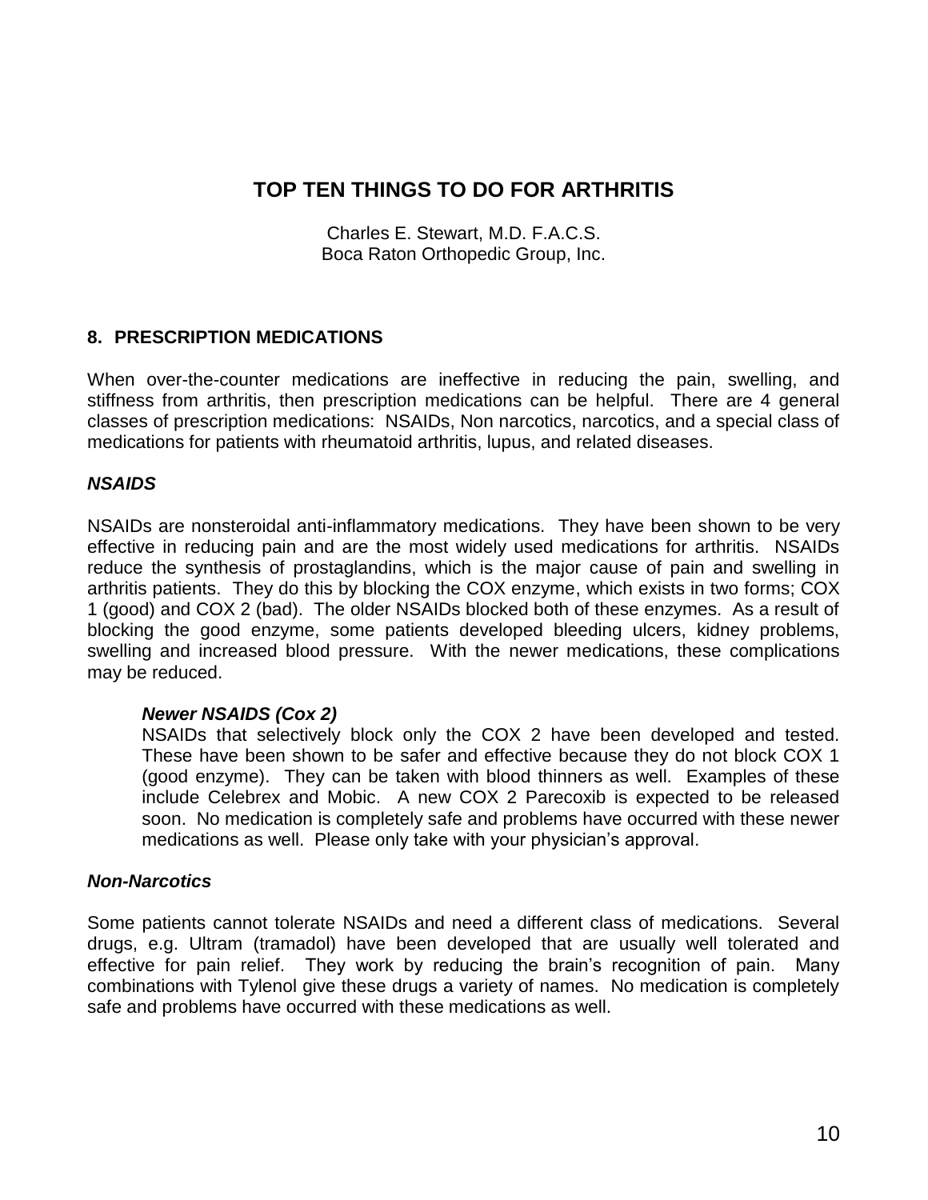# TOP TEN THINGS TO DO FOR ARTHRITIS

Charles E. Stewart, M.D. F.A.C.S.
Boca Raton Orthopedic Group, Inc.

## 8. PRESCRIPTION MEDICATIONS

When over-the-counter medications are ineffective in reducing the pain, swelling, and stiffness from arthritis, then prescription medications can be helpful. There are 4 general classes of prescription medications: NSAIDs, Non narcotics, narcotics, and a special class of medications for patients with rheumatoid arthritis, lupus, and related diseases.

### *NSAIDS*

NSAIDs are nonsteroidal anti-inflammatory medications. They have been shown to be very effective in reducing pain and are the most widely used medications for arthritis. NSAIDs reduce the synthesis of prostaglandins, which is the major cause of pain and swelling in arthritis patients. They do this by blocking the COX enzyme, which exists in two forms; COX 1 (good) and COX 2 (bad). The older NSAIDs blocked both of these enzymes. As a result of blocking the good enzyme, some patients developed bleeding ulcers, kidney problems, swelling and increased blood pressure. With the newer medications, these complications may be reduced.

#### *Newer NSAIDS (Cox 2)*

NSAIDs that selectively block only the COX 2 have been developed and tested. These have been shown to be safer and effective because they do not block COX 1 (good enzyme). They can be taken with blood thinners as well. Examples of these include Celebrex and Mobic. A new COX 2 Parecoxib is expected to be released soon. No medication is completely safe and problems have occurred with these newer medications as well. Please only take with your physician's approval.

### *Non-Narcotics*

Some patients cannot tolerate NSAIDs and need a different class of medications. Several drugs, e.g. Ultram (tramadol) have been developed that are usually well tolerated and effective for pain relief. They work by reducing the brain's recognition of pain. Many combinations with Tylenol give these drugs a variety of names. No medication is completely safe and problems have occurred with these medications as well.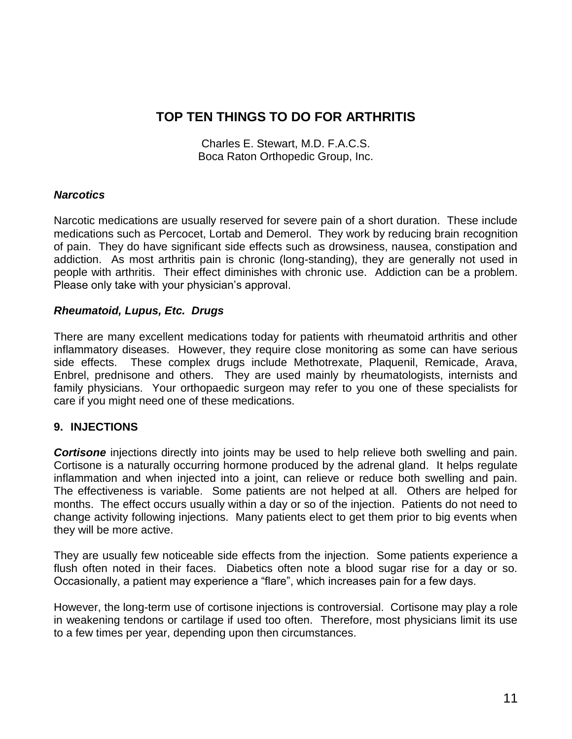## TOP TEN THINGS TO DO FOR ARTHRITIS

Charles E. Stewart, M.D. F.A.C.S.
Boca Raton Orthopedic Group, Inc.

***Narcotics***

Narcotic medications are usually reserved for severe pain of a short duration. These include medications such as Percocet, Lortab and Demerol. They work by reducing brain recognition of pain. They do have significant side effects such as drowsiness, nausea, constipation and addiction. As most arthritis pain is chronic (long-standing), they are generally not used in people with arthritis. Their effect diminishes with chronic use. Addiction can be a problem. Please only take with your physician's approval.

***Rheumatoid, Lupus, Etc. Drugs***

There are many excellent medications today for patients with rheumatoid arthritis and other inflammatory diseases. However, they require close monitoring as some can have serious side effects. These complex drugs include Methotrexate, Plaquenil, Remicade, Arava, Enbrel, prednisone and others. They are used mainly by rheumatologists, internists and family physicians. Your orthopaedic surgeon may refer to you one of these specialists for care if you might need one of these medications.

### 9. INJECTIONS

***Cortisone*** injections directly into joints may be used to help relieve both swelling and pain. Cortisone is a naturally occurring hormone produced by the adrenal gland. It helps regulate inflammation and when injected into a joint, can relieve or reduce both swelling and pain. The effectiveness is variable. Some patients are not helped at all. Others are helped for months. The effect occurs usually within a day or so of the injection. Patients do not need to change activity following injections. Many patients elect to get them prior to big events when they will be more active.

They are usually few noticeable side effects from the injection. Some patients experience a flush often noted in their faces. Diabetics often note a blood sugar rise for a day or so. Occasionally, a patient may experience a "flare", which increases pain for a few days.

However, the long-term use of cortisone injections is controversial. Cortisone may play a role in weakening tendons or cartilage if used too often. Therefore, most physicians limit its use to a few times per year, depending upon then circumstances.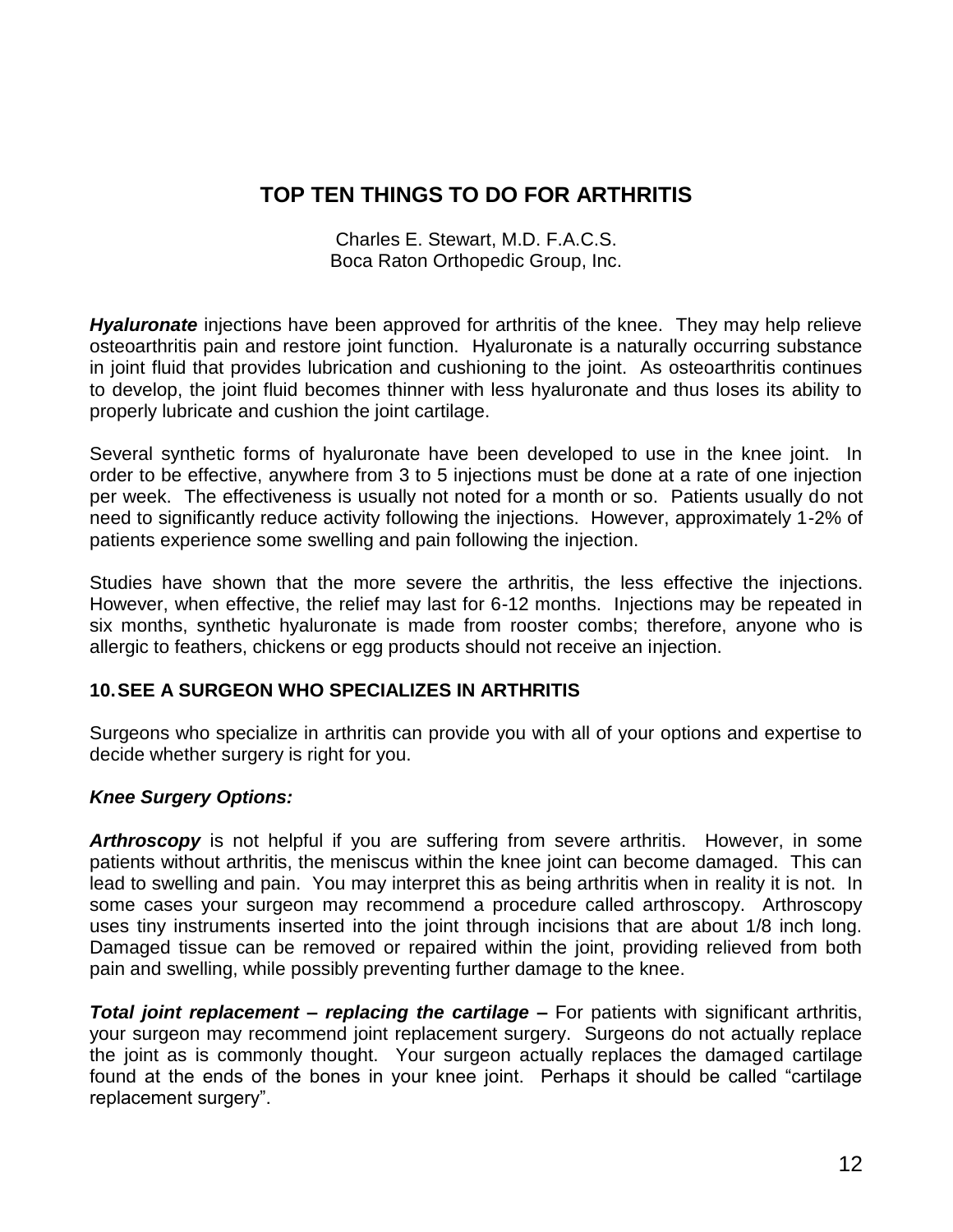## TOP TEN THINGS TO DO FOR ARTHRITIS

Charles E. Stewart, M.D. F.A.C.S.
Boca Raton Orthopedic Group, Inc.

***Hyaluronate*** injections have been approved for arthritis of the knee. They may help relieve osteoarthritis pain and restore joint function. Hyaluronate is a naturally occurring substance in joint fluid that provides lubrication and cushioning to the joint. As osteoarthritis continues to develop, the joint fluid becomes thinner with less hyaluronate and thus loses its ability to properly lubricate and cushion the joint cartilage.

Several synthetic forms of hyaluronate have been developed to use in the knee joint. In order to be effective, anywhere from 3 to 5 injections must be done at a rate of one injection per week. The effectiveness is usually not noted for a month or so. Patients usually do not need to significantly reduce activity following the injections. However, approximately 1-2% of patients experience some swelling and pain following the injection.

Studies have shown that the more severe the arthritis, the less effective the injections. However, when effective, the relief may last for 6-12 months. Injections may be repeated in six months, synthetic hyaluronate is made from rooster combs; therefore, anyone who is allergic to feathers, chickens or egg products should not receive an injection.

### 10. SEE A SURGEON WHO SPECIALIZES IN ARTHRITIS

Surgeons who specialize in arthritis can provide you with all of your options and expertise to decide whether surgery is right for you.

***Knee Surgery Options:***

***Arthroscopy*** is not helpful if you are suffering from severe arthritis. However, in some patients without arthritis, the meniscus within the knee joint can become damaged. This can lead to swelling and pain. You may interpret this as being arthritis when in reality it is not. In some cases your surgeon may recommend a procedure called arthroscopy. Arthroscopy uses tiny instruments inserted into the joint through incisions that are about 1/8 inch long. Damaged tissue can be removed or repaired within the joint, providing relieved from both pain and swelling, while possibly preventing further damage to the knee.

***Total joint replacement – replacing the cartilage –*** For patients with significant arthritis, your surgeon may recommend joint replacement surgery. Surgeons do not actually replace the joint as is commonly thought. Your surgeon actually replaces the damaged cartilage found at the ends of the bones in your knee joint. Perhaps it should be called "cartilage replacement surgery".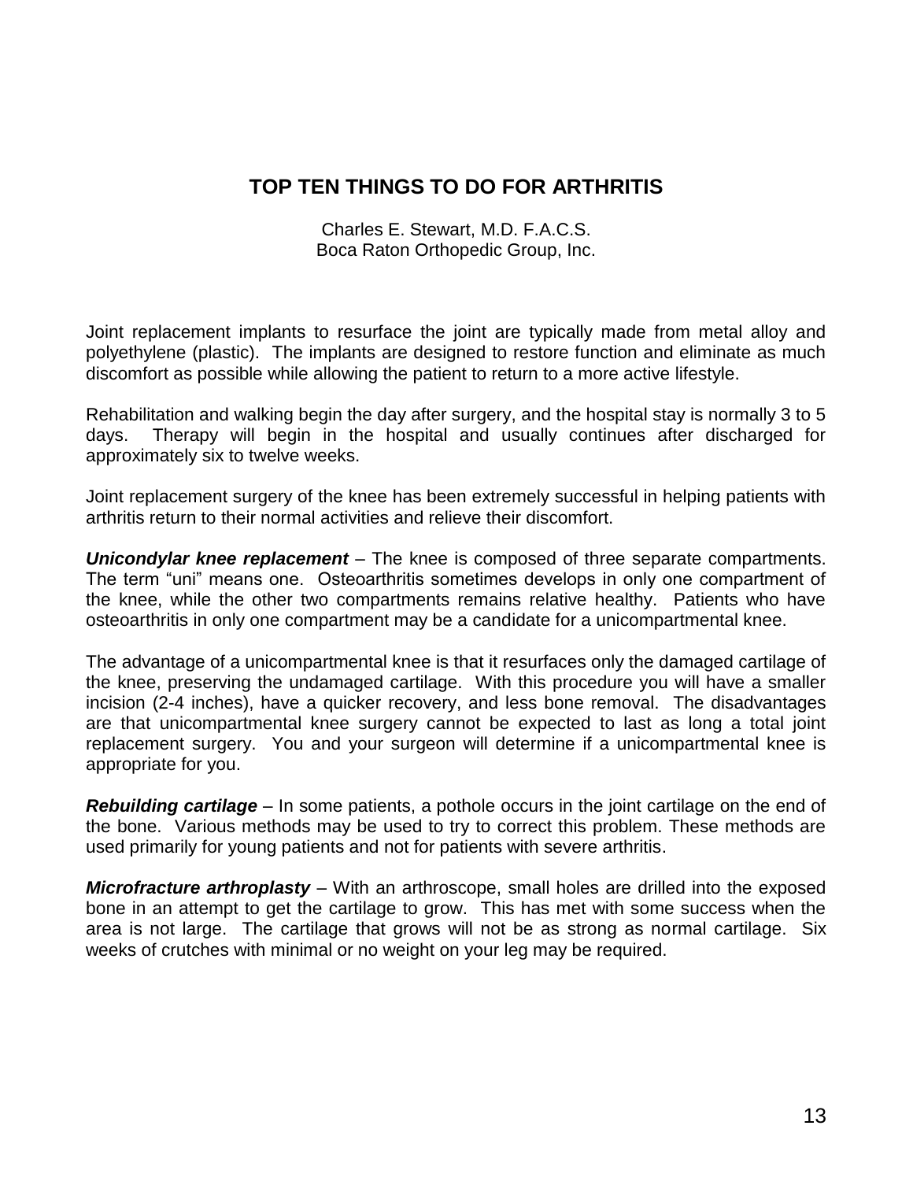## TOP TEN THINGS TO DO FOR ARTHRITIS

Charles E. Stewart, M.D. F.A.C.S.
Boca Raton Orthopedic Group, Inc.

Joint replacement implants to resurface the joint are typically made from metal alloy and polyethylene (plastic). The implants are designed to restore function and eliminate as much discomfort as possible while allowing the patient to return to a more active lifestyle.

Rehabilitation and walking begin the day after surgery, and the hospital stay is normally 3 to 5 days. Therapy will begin in the hospital and usually continues after discharged for approximately six to twelve weeks.

Joint replacement surgery of the knee has been extremely successful in helping patients with arthritis return to their normal activities and relieve their discomfort.

***Unicondylar knee replacement*** – The knee is composed of three separate compartments. The term "uni" means one. Osteoarthritis sometimes develops in only one compartment of the knee, while the other two compartments remains relative healthy. Patients who have osteoarthritis in only one compartment may be a candidate for a unicompartmental knee.

The advantage of a unicompartmental knee is that it resurfaces only the damaged cartilage of the knee, preserving the undamaged cartilage. With this procedure you will have a smaller incision (2-4 inches), have a quicker recovery, and less bone removal. The disadvantages are that unicompartmental knee surgery cannot be expected to last as long a total joint replacement surgery. You and your surgeon will determine if a unicompartmental knee is appropriate for you.

***Rebuilding cartilage*** – In some patients, a pothole occurs in the joint cartilage on the end of the bone. Various methods may be used to try to correct this problem. These methods are used primarily for young patients and not for patients with severe arthritis.

***Microfracture arthroplasty*** – With an arthroscope, small holes are drilled into the exposed bone in an attempt to get the cartilage to grow. This has met with some success when the area is not large. The cartilage that grows will not be as strong as normal cartilage. Six weeks of crutches with minimal or no weight on your leg may be required.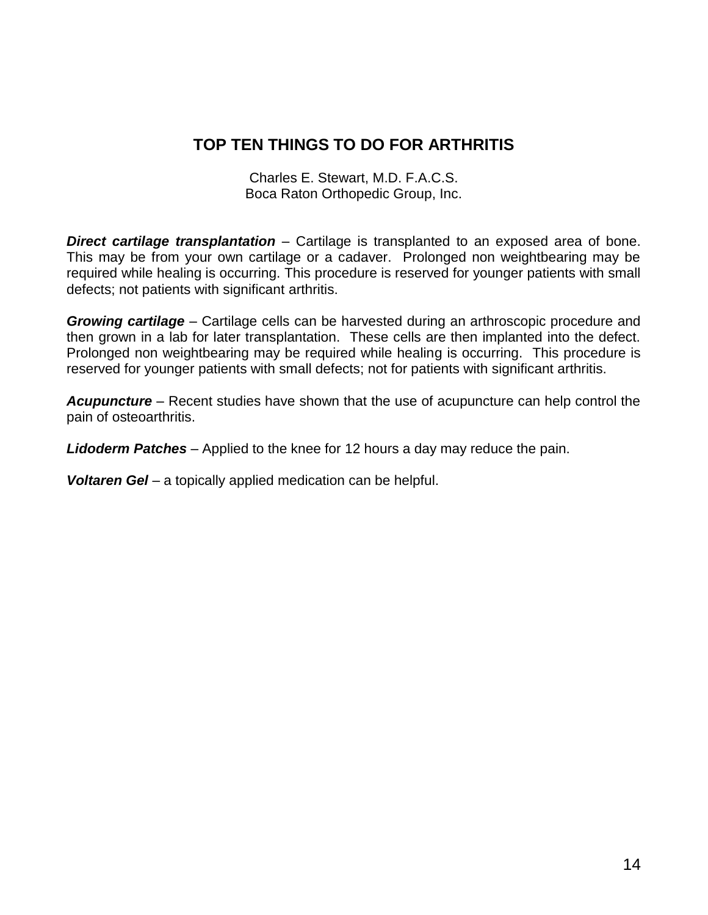# TOP TEN THINGS TO DO FOR ARTHRITIS

Charles E. Stewart, M.D. F.A.C.S.
Boca Raton Orthopedic Group, Inc.

***Direct cartilage transplantation*** – Cartilage is transplanted to an exposed area of bone. This may be from your own cartilage or a cadaver. Prolonged non weightbearing may be required while healing is occurring. This procedure is reserved for younger patients with small defects; not patients with significant arthritis.

***Growing cartilage*** – Cartilage cells can be harvested during an arthroscopic procedure and then grown in a lab for later transplantation. These cells are then implanted into the defect. Prolonged non weightbearing may be required while healing is occurring. This procedure is reserved for younger patients with small defects; not for patients with significant arthritis.

***Acupuncture*** – Recent studies have shown that the use of acupuncture can help control the pain of osteoarthritis.

***Lidoderm Patches*** – Applied to the knee for 12 hours a day may reduce the pain.

***Voltaren Gel*** – a topically applied medication can be helpful.